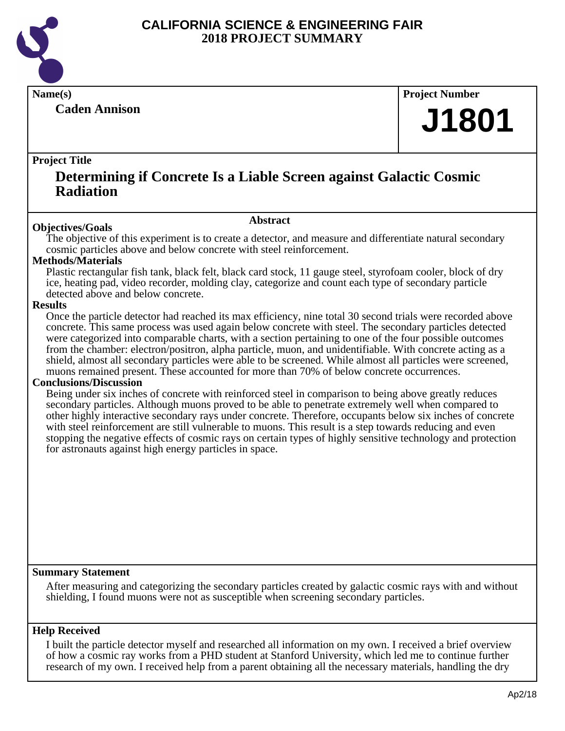# CALIFORNIA SCIENCE & ENGINEERING FAIR
## 2018 PROJECT SUMMARY

**Name(s)**

**Caden Annison**

**Project Number**

**J1801**

**Project Title**

# Determining if Concrete Is a Liable Screen against Galactic Cosmic Radiation

## Abstract

**Objectives/Goals**

The objective of this experiment is to create a detector, and measure and differentiate natural secondary cosmic particles above and below concrete with steel reinforcement.

**Methods/Materials**

Plastic rectangular fish tank, black felt, black card stock, 11 gauge steel, styrofoam cooler, block of dry ice, heating pad, video recorder, molding clay, categorize and count each type of secondary particle detected above and below concrete.

**Results**

Once the particle detector had reached its max efficiency, nine total 30 second trials were recorded above concrete. This same process was used again below concrete with steel. The secondary particles detected were categorized into comparable charts, with a section pertaining to one of the four possible outcomes from the chamber: electron/positron, alpha particle, muon, and unidentifiable. With concrete acting as a shield, almost all secondary particles were able to be screened. While almost all particles were screened, muons remained present. These accounted for more than 70% of below concrete occurrences.

**Conclusions/Discussion**

Being under six inches of concrete with reinforced steel in comparison to being above greatly reduces secondary particles. Although muons proved to be able to penetrate extremely well when compared to other highly interactive secondary rays under concrete. Therefore, occupants below six inches of concrete with steel reinforcement are still vulnerable to muons. This result is a step towards reducing and even stopping the negative effects of cosmic rays on certain types of highly sensitive technology and protection for astronauts against high energy particles in space.

**Summary Statement**

After measuring and categorizing the secondary particles created by galactic cosmic rays with and without shielding, I found muons were not as susceptible when screening secondary particles.

**Help Received**

I built the particle detector myself and researched all information on my own. I received a brief overview of how a cosmic ray works from a PHD student at Stanford University, which led me to continue further research of my own. I received help from a parent obtaining all the necessary materials, handling the dry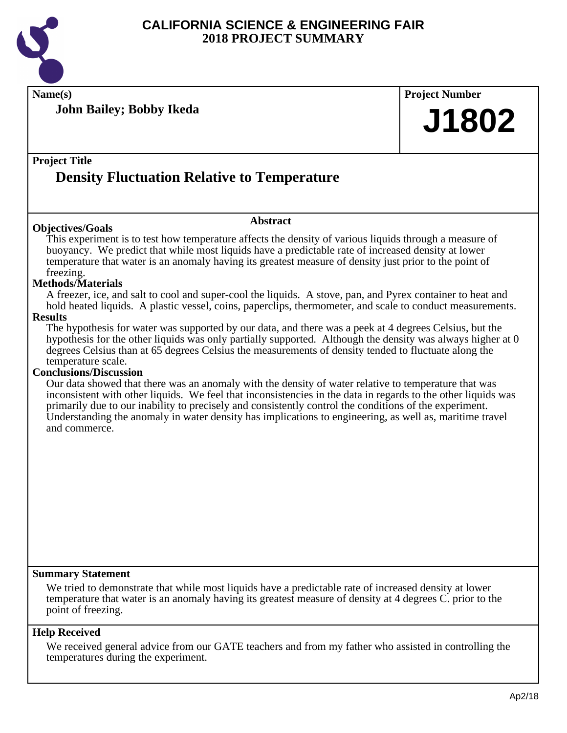# CALIFORNIA SCIENCE & ENGINEERING FAIR
## 2018 PROJECT SUMMARY

**Name(s)**

**John Bailey; Bobby Ikeda**

**Project Number**

**J1802**

**Project Title**

## Density Fluctuation Relative to Temperature

### Abstract

**Objectives/Goals**

This experiment is to test how temperature affects the density of various liquids through a measure of buoyancy. We predict that while most liquids have a predictable rate of increased density at lower temperature that water is an anomaly having its greatest measure of density just prior to the point of freezing.

**Methods/Materials**

A freezer, ice, and salt to cool and super-cool the liquids. A stove, pan, and Pyrex container to heat and hold heated liquids. A plastic vessel, coins, paperclips, thermometer, and scale to conduct measurements.

**Results**

The hypothesis for water was supported by our data, and there was a peek at 4 degrees Celsius, but the hypothesis for the other liquids was only partially supported. Although the density was always higher at 0 degrees Celsius than at 65 degrees Celsius the measurements of density tended to fluctuate along the temperature scale.

**Conclusions/Discussion**

Our data showed that there was an anomaly with the density of water relative to temperature that was inconsistent with other liquids. We feel that inconsistencies in the data in regards to the other liquids was primarily due to our inability to precisely and consistently control the conditions of the experiment. Understanding the anomaly in water density has implications to engineering, as well as, maritime travel and commerce.

**Summary Statement**

We tried to demonstrate that while most liquids have a predictable rate of increased density at lower temperature that water is an anomaly having its greatest measure of density at 4 degrees C. prior to the point of freezing.

**Help Received**

We received general advice from our GATE teachers and from my father who assisted in controlling the temperatures during the experiment.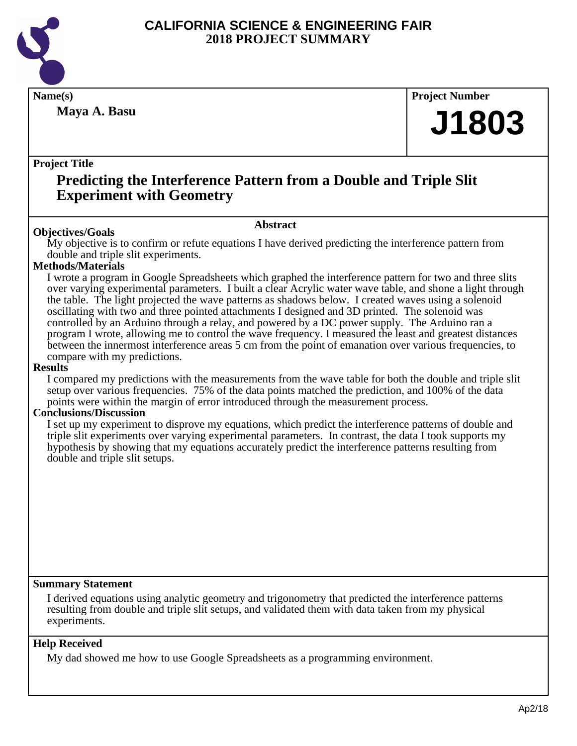# CALIFORNIA SCIENCE & ENGINEERING FAIR
## 2018 PROJECT SUMMARY

**Name(s)**

**Maya A. Basu**

**Project Number**

# J1803

**Project Title**

## Predicting the Interference Pattern from a Double and Triple Slit Experiment with Geometry

### Abstract

**Objectives/Goals**

My objective is to confirm or refute equations I have derived predicting the interference pattern from double and triple slit experiments.

**Methods/Materials**

I wrote a program in Google Spreadsheets which graphed the interference pattern for two and three slits over varying experimental parameters. I built a clear Acrylic water wave table, and shone a light through the table. The light projected the wave patterns as shadows below. I created waves using a solenoid oscillating with two and three pointed attachments I designed and 3D printed. The solenoid was controlled by an Arduino through a relay, and powered by a DC power supply. The Arduino ran a program I wrote, allowing me to control the wave frequency. I measured the least and greatest distances between the innermost interference areas 5 cm from the point of emanation over various frequencies, to compare with my predictions.

**Results**

I compared my predictions with the measurements from the wave table for both the double and triple slit setup over various frequencies. 75% of the data points matched the prediction, and 100% of the data points were within the margin of error introduced through the measurement process.

**Conclusions/Discussion**

I set up my experiment to disprove my equations, which predict the interference patterns of double and triple slit experiments over varying experimental parameters. In contrast, the data I took supports my hypothesis by showing that my equations accurately predict the interference patterns resulting from double and triple slit setups.

**Summary Statement**

I derived equations using analytic geometry and trigonometry that predicted the interference patterns resulting from double and triple slit setups, and validated them with data taken from my physical experiments.

**Help Received**

My dad showed me how to use Google Spreadsheets as a programming environment.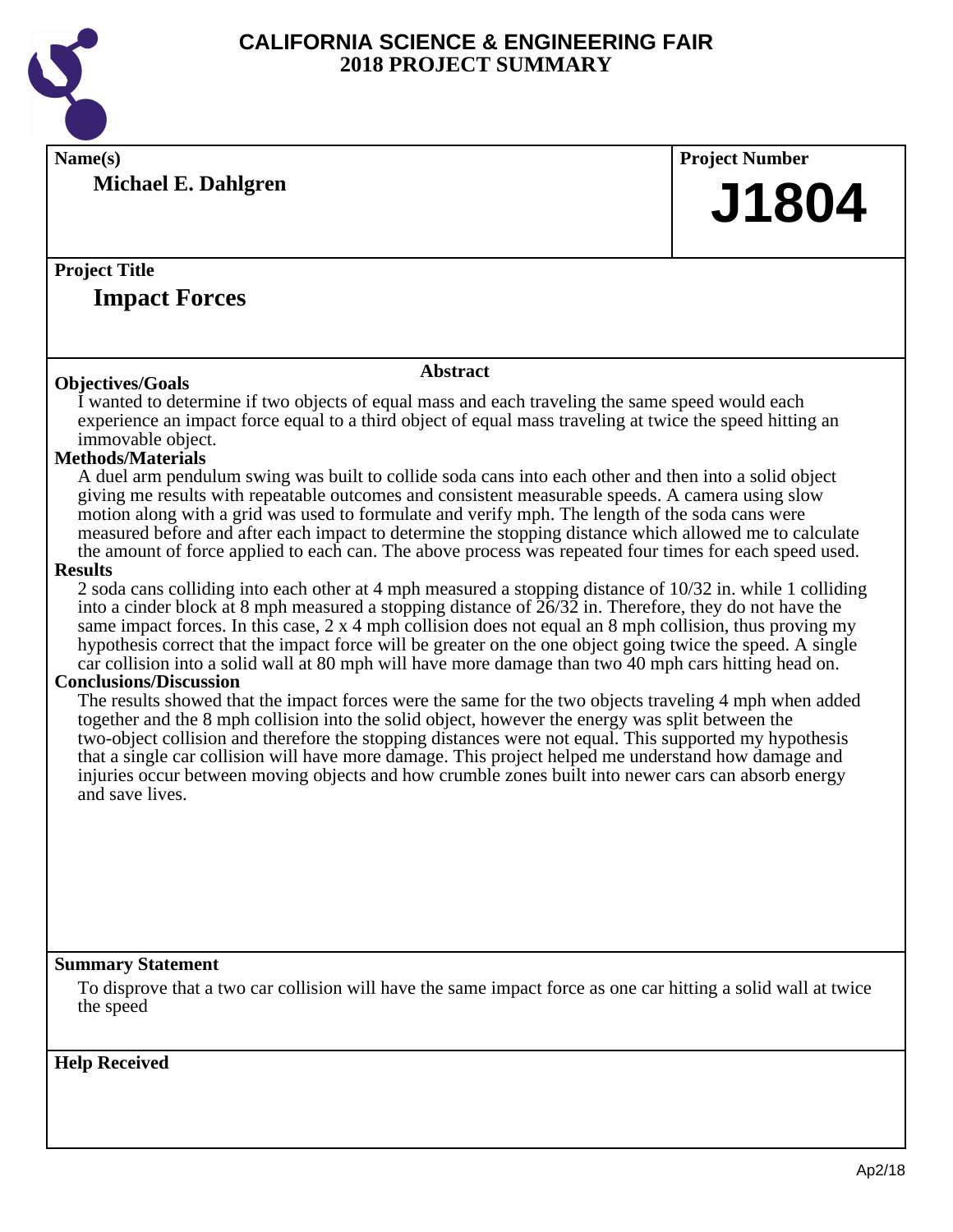# CALIFORNIA SCIENCE & ENGINEERING FAIR
## 2018 PROJECT SUMMARY

**Name(s)**

**Michael E. Dahlgren**

**Project Number**

**J1804**

**Project Title**

**Impact Forces**

### Abstract

**Objectives/Goals**

I wanted to determine if two objects of equal mass and each traveling the same speed would each experience an impact force equal to a third object of equal mass traveling at twice the speed hitting an immovable object.

**Methods/Materials**

A duel arm pendulum swing was built to collide soda cans into each other and then into a solid object giving me results with repeatable outcomes and consistent measurable speeds. A camera using slow motion along with a grid was used to formulate and verify mph. The length of the soda cans were measured before and after each impact to determine the stopping distance which allowed me to calculate the amount of force applied to each can. The above process was repeated four times for each speed used.

**Results**

2 soda cans colliding into each other at 4 mph measured a stopping distance of 10/32 in. while 1 colliding into a cinder block at 8 mph measured a stopping distance of 26/32 in. Therefore, they do not have the same impact forces. In this case, 2 x 4 mph collision does not equal an 8 mph collision, thus proving my hypothesis correct that the impact force will be greater on the one object going twice the speed. A single car collision into a solid wall at 80 mph will have more damage than two 40 mph cars hitting head on.

**Conclusions/Discussion**

The results showed that the impact forces were the same for the two objects traveling 4 mph when added together and the 8 mph collision into the solid object, however the energy was split between the two-object collision and therefore the stopping distances were not equal. This supported my hypothesis that a single car collision will have more damage. This project helped me understand how damage and injuries occur between moving objects and how crumble zones built into newer cars can absorb energy and save lives.

**Summary Statement**

To disprove that a two car collision will have the same impact force as one car hitting a solid wall at twice the speed

**Help Received**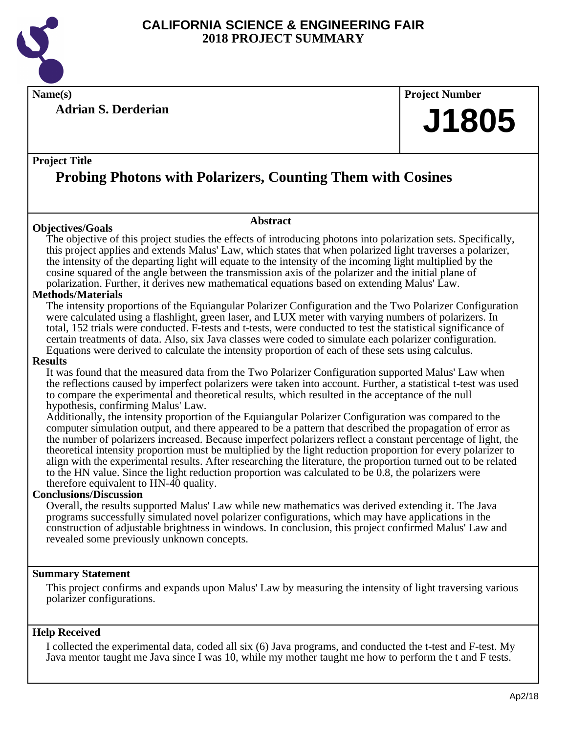# CALIFORNIA SCIENCE & ENGINEERING FAIR
## 2018 PROJECT SUMMARY

**Name(s)**

**Adrian S. Derderian**

**Project Number**

# J1805

**Project Title**

## Probing Photons with Polarizers, Counting Them with Cosines

### Abstract

**Objectives/Goals**

The objective of this project studies the effects of introducing photons into polarization sets. Specifically, this project applies and extends Malus' Law, which states that when polarized light traverses a polarizer, the intensity of the departing light will equate to the intensity of the incoming light multiplied by the cosine squared of the angle between the transmission axis of the polarizer and the initial plane of polarization. Further, it derives new mathematical equations based on extending Malus' Law.

**Methods/Materials**

The intensity proportions of the Equiangular Polarizer Configuration and the Two Polarizer Configuration were calculated using a flashlight, green laser, and LUX meter with varying numbers of polarizers. In total, 152 trials were conducted. F-tests and t-tests, were conducted to test the statistical significance of certain treatments of data. Also, six Java classes were coded to simulate each polarizer configuration. Equations were derived to calculate the intensity proportion of each of these sets using calculus.

**Results**

It was found that the measured data from the Two Polarizer Configuration supported Malus' Law when the reflections caused by imperfect polarizers were taken into account. Further, a statistical t-test was used to compare the experimental and theoretical results, which resulted in the acceptance of the null hypothesis, confirming Malus' Law.

Additionally, the intensity proportion of the Equiangular Polarizer Configuration was compared to the computer simulation output, and there appeared to be a pattern that described the propagation of error as the number of polarizers increased. Because imperfect polarizers reflect a constant percentage of light, the theoretical intensity proportion must be multiplied by the light reduction proportion for every polarizer to align with the experimental results. After researching the literature, the proportion turned out to be related to the HN value. Since the light reduction proportion was calculated to be 0.8, the polarizers were therefore equivalent to HN-40 quality.

**Conclusions/Discussion**

Overall, the results supported Malus' Law while new mathematics was derived extending it. The Java programs successfully simulated novel polarizer configurations, which may have applications in the construction of adjustable brightness in windows. In conclusion, this project confirmed Malus' Law and revealed some previously unknown concepts.

**Summary Statement**

This project confirms and expands upon Malus' Law by measuring the intensity of light traversing various polarizer configurations.

**Help Received**

I collected the experimental data, coded all six (6) Java programs, and conducted the t-test and F-test. My Java mentor taught me Java since I was 10, while my mother taught me how to perform the t and F tests.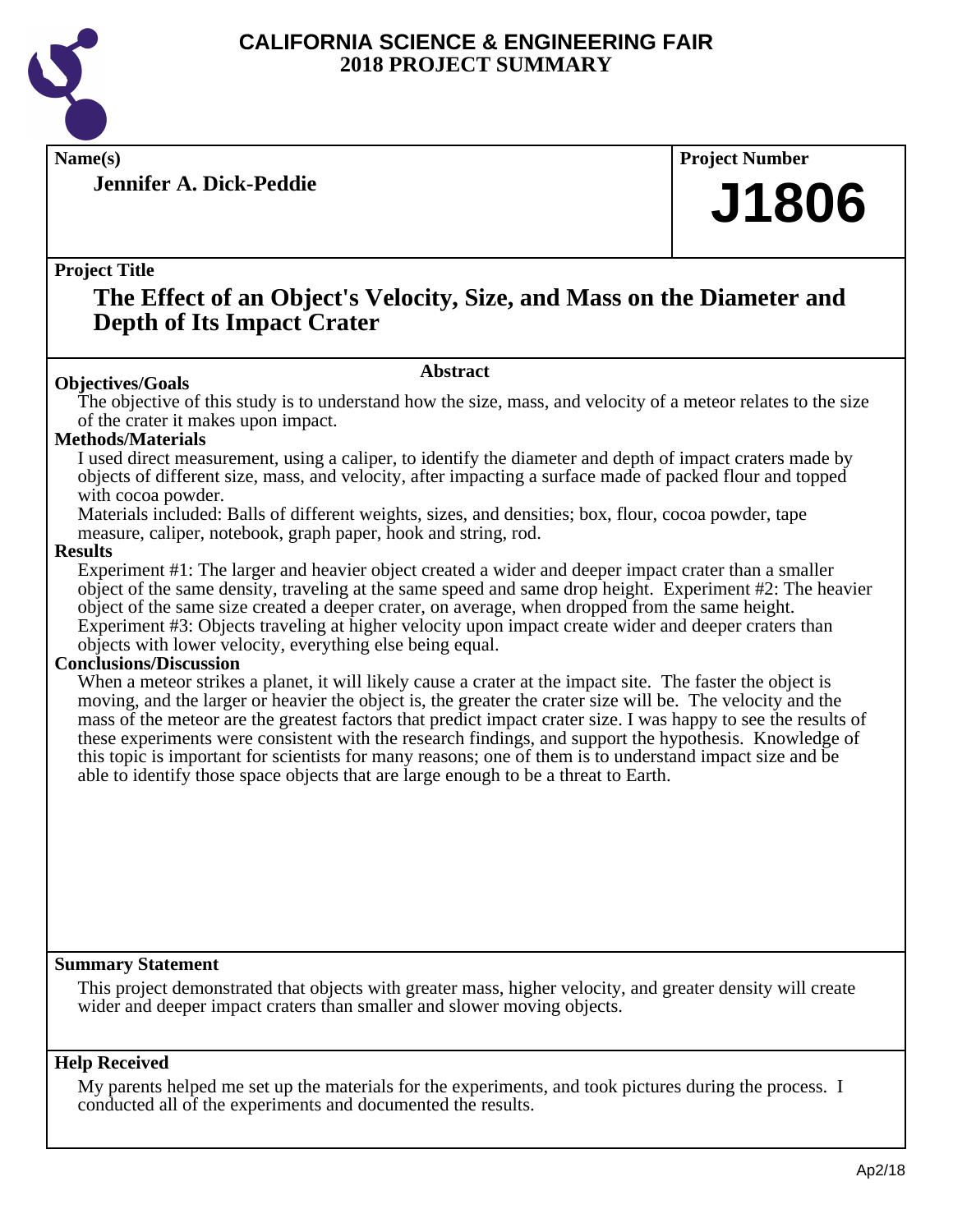# CALIFORNIA SCIENCE & ENGINEERING FAIR
## 2018 PROJECT SUMMARY

**Name(s)**

**Jennifer A. Dick-Peddie**

**Project Number**

# J1806

**Project Title**

## The Effect of an Object's Velocity, Size, and Mass on the Diameter and Depth of Its Impact Crater

### Abstract

**Objectives/Goals**

The objective of this study is to understand how the size, mass, and velocity of a meteor relates to the size of the crater it makes upon impact.

**Methods/Materials**

I used direct measurement, using a caliper, to identify the diameter and depth of impact craters made by objects of different size, mass, and velocity, after impacting a surface made of packed flour and topped with cocoa powder.

Materials included: Balls of different weights, sizes, and densities; box, flour, cocoa powder, tape measure, caliper, notebook, graph paper, hook and string, rod.

**Results**

Experiment #1: The larger and heavier object created a wider and deeper impact crater than a smaller object of the same density, traveling at the same speed and same drop height. Experiment #2: The heavier object of the same size created a deeper crater, on average, when dropped from the same height. Experiment #3: Objects traveling at higher velocity upon impact create wider and deeper craters than objects with lower velocity, everything else being equal.

**Conclusions/Discussion**

When a meteor strikes a planet, it will likely cause a crater at the impact site. The faster the object is moving, and the larger or heavier the object is, the greater the crater size will be. The velocity and the mass of the meteor are the greatest factors that predict impact crater size. I was happy to see the results of these experiments were consistent with the research findings, and support the hypothesis. Knowledge of this topic is important for scientists for many reasons; one of them is to understand impact size and be able to identify those space objects that are large enough to be a threat to Earth.

**Summary Statement**

This project demonstrated that objects with greater mass, higher velocity, and greater density will create wider and deeper impact craters than smaller and slower moving objects.

**Help Received**

My parents helped me set up the materials for the experiments, and took pictures during the process. I conducted all of the experiments and documented the results.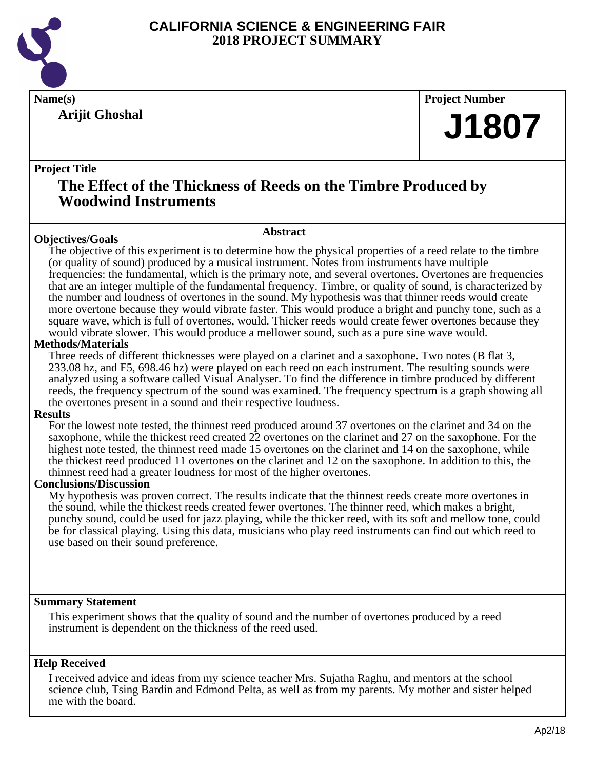# CALIFORNIA SCIENCE & ENGINEERING FAIR
## 2018 PROJECT SUMMARY

**Name(s)**

**Arijit Ghoshal**

**Project Number**

**J1807**

**Project Title**

## The Effect of the Thickness of Reeds on the Timbre Produced by Woodwind Instruments

### Abstract

**Objectives/Goals**

The objective of this experiment is to determine how the physical properties of a reed relate to the timbre (or quality of sound) produced by a musical instrument. Notes from instruments have multiple frequencies: the fundamental, which is the primary note, and several overtones. Overtones are frequencies that are an integer multiple of the fundamental frequency. Timbre, or quality of sound, is characterized by the number and loudness of overtones in the sound. My hypothesis was that thinner reeds would create more overtone because they would vibrate faster. This would produce a bright and punchy tone, such as a square wave, which is full of overtones, would. Thicker reeds would create fewer overtones because they would vibrate slower. This would produce a mellower sound, such as a pure sine wave would.

**Methods/Materials**

Three reeds of different thicknesses were played on a clarinet and a saxophone. Two notes (B flat 3, 233.08 hz, and F5, 698.46 hz) were played on each reed on each instrument. The resulting sounds were analyzed using a software called Visual Analyser. To find the difference in timbre produced by different reeds, the frequency spectrum of the sound was examined. The frequency spectrum is a graph showing all the overtones present in a sound and their respective loudness.

**Results**

For the lowest note tested, the thinnest reed produced around 37 overtones on the clarinet and 34 on the saxophone, while the thickest reed created 22 overtones on the clarinet and 27 on the saxophone. For the highest note tested, the thinnest reed made 15 overtones on the clarinet and 14 on the saxophone, while the thickest reed produced 11 overtones on the clarinet and 12 on the saxophone. In addition to this, the thinnest reed had a greater loudness for most of the higher overtones.

**Conclusions/Discussion**

My hypothesis was proven correct. The results indicate that the thinnest reeds create more overtones in the sound, while the thickest reeds created fewer overtones. The thinner reed, which makes a bright, punchy sound, could be used for jazz playing, while the thicker reed, with its soft and mellow tone, could be for classical playing. Using this data, musicians who play reed instruments can find out which reed to use based on their sound preference.

**Summary Statement**

This experiment shows that the quality of sound and the number of overtones produced by a reed instrument is dependent on the thickness of the reed used.

**Help Received**

I received advice and ideas from my science teacher Mrs. Sujatha Raghu, and mentors at the school science club, Tsing Bardin and Edmond Pelta, as well as from my parents. My mother and sister helped me with the board.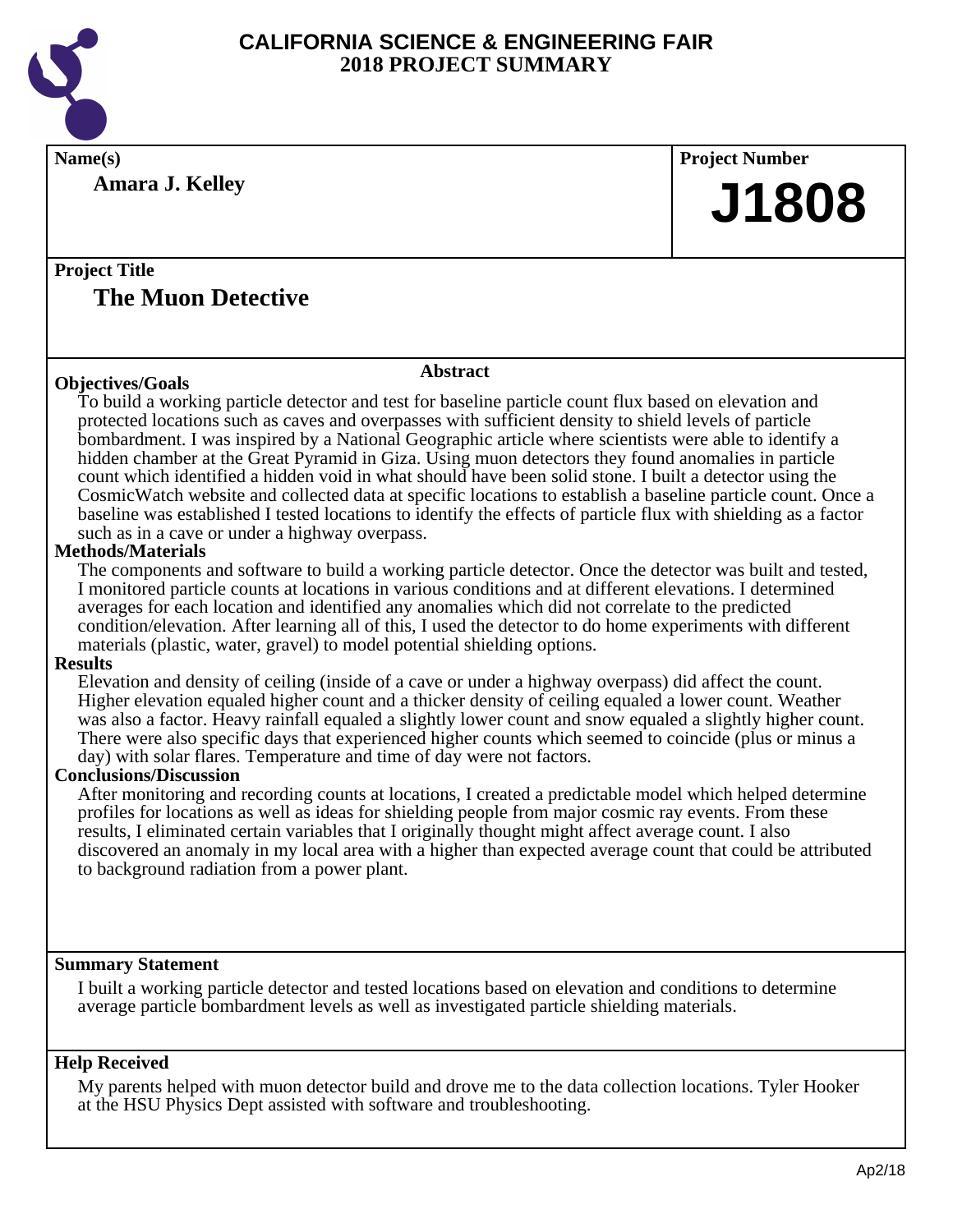# CALIFORNIA SCIENCE & ENGINEERING FAIR
## 2018 PROJECT SUMMARY

**Name(s)**

**Amara J. Kelley**

**Project Number**

# J1808

**Project Title**

## The Muon Detective

**Abstract**

### Objectives/Goals

To build a working particle detector and test for baseline particle count flux based on elevation and protected locations such as caves and overpasses with sufficient density to shield levels of particle bombardment. I was inspired by a National Geographic article where scientists were able to identify a hidden chamber at the Great Pyramid in Giza. Using muon detectors they found anomalies in particle count which identified a hidden void in what should have been solid stone. I built a detector using the CosmicWatch website and collected data at specific locations to establish a baseline particle count. Once a baseline was established I tested locations to identify the effects of particle flux with shielding as a factor such as in a cave or under a highway overpass.

### Methods/Materials

The components and software to build a working particle detector. Once the detector was built and tested, I monitored particle counts at locations in various conditions and at different elevations. I determined averages for each location and identified any anomalies which did not correlate to the predicted condition/elevation. After learning all of this, I used the detector to do home experiments with different materials (plastic, water, gravel) to model potential shielding options.

### Results

Elevation and density of ceiling (inside of a cave or under a highway overpass) did affect the count. Higher elevation equaled higher count and a thicker density of ceiling equaled a lower count. Weather was also a factor. Heavy rainfall equaled a slightly lower count and snow equaled a slightly higher count. There were also specific days that experienced higher counts which seemed to coincide (plus or minus a day) with solar flares. Temperature and time of day were not factors.

### Conclusions/Discussion

After monitoring and recording counts at locations, I created a predictable model which helped determine profiles for locations as well as ideas for shielding people from major cosmic ray events. From these results, I eliminated certain variables that I originally thought might affect average count. I also discovered an anomaly in my local area with a higher than expected average count that could be attributed to background radiation from a power plant.

### Summary Statement

I built a working particle detector and tested locations based on elevation and conditions to determine average particle bombardment levels as well as investigated particle shielding materials.

### Help Received

My parents helped with muon detector build and drove me to the data collection locations. Tyler Hooker at the HSU Physics Dept assisted with software and troubleshooting.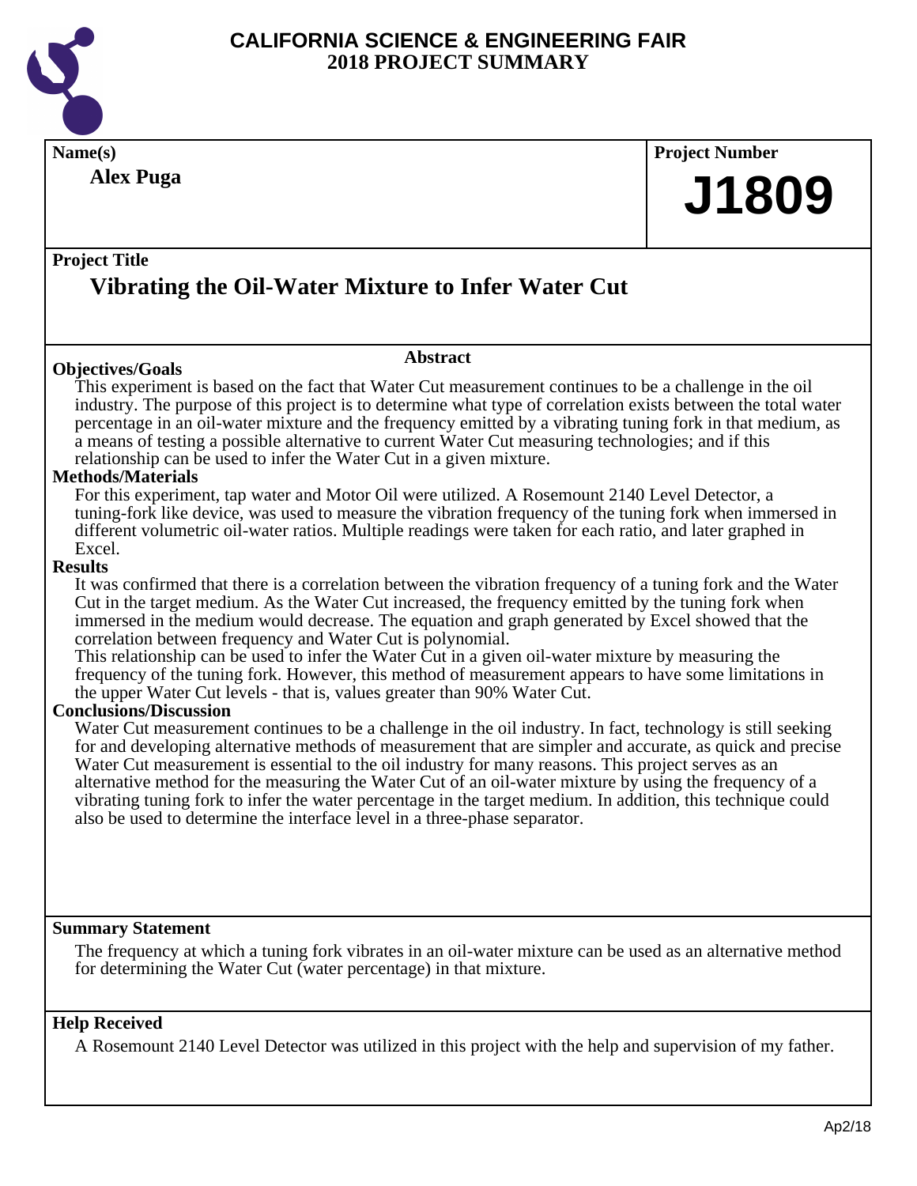# CALIFORNIA SCIENCE & ENGINEERING FAIR
## 2018 PROJECT SUMMARY

**Name(s)**

**Alex Puga**

**Project Number**

**J1809**

**Project Title**

## Vibrating the Oil-Water Mixture to Infer Water Cut

### Abstract

**Objectives/Goals**

This experiment is based on the fact that Water Cut measurement continues to be a challenge in the oil industry. The purpose of this project is to determine what type of correlation exists between the total water percentage in an oil-water mixture and the frequency emitted by a vibrating tuning fork in that medium, as a means of testing a possible alternative to current Water Cut measuring technologies; and if this relationship can be used to infer the Water Cut in a given mixture.

**Methods/Materials**

For this experiment, tap water and Motor Oil were utilized. A Rosemount 2140 Level Detector, a tuning-fork like device, was used to measure the vibration frequency of the tuning fork when immersed in different volumetric oil-water ratios. Multiple readings were taken for each ratio, and later graphed in Excel.

**Results**

It was confirmed that there is a correlation between the vibration frequency of a tuning fork and the Water Cut in the target medium. As the Water Cut increased, the frequency emitted by the tuning fork when immersed in the medium would decrease. The equation and graph generated by Excel showed that the correlation between frequency and Water Cut is polynomial.

This relationship can be used to infer the Water Cut in a given oil-water mixture by measuring the frequency of the tuning fork. However, this method of measurement appears to have some limitations in the upper Water Cut levels - that is, values greater than 90% Water Cut.

**Conclusions/Discussion**

Water Cut measurement continues to be a challenge in the oil industry. In fact, technology is still seeking for and developing alternative methods of measurement that are simpler and accurate, as quick and precise Water Cut measurement is essential to the oil industry for many reasons. This project serves as an alternative method for the measuring the Water Cut of an oil-water mixture by using the frequency of a vibrating tuning fork to infer the water percentage in the target medium. In addition, this technique could also be used to determine the interface level in a three-phase separator.

**Summary Statement**

The frequency at which a tuning fork vibrates in an oil-water mixture can be used as an alternative method for determining the Water Cut (water percentage) in that mixture.

**Help Received**

A Rosemount 2140 Level Detector was utilized in this project with the help and supervision of my father.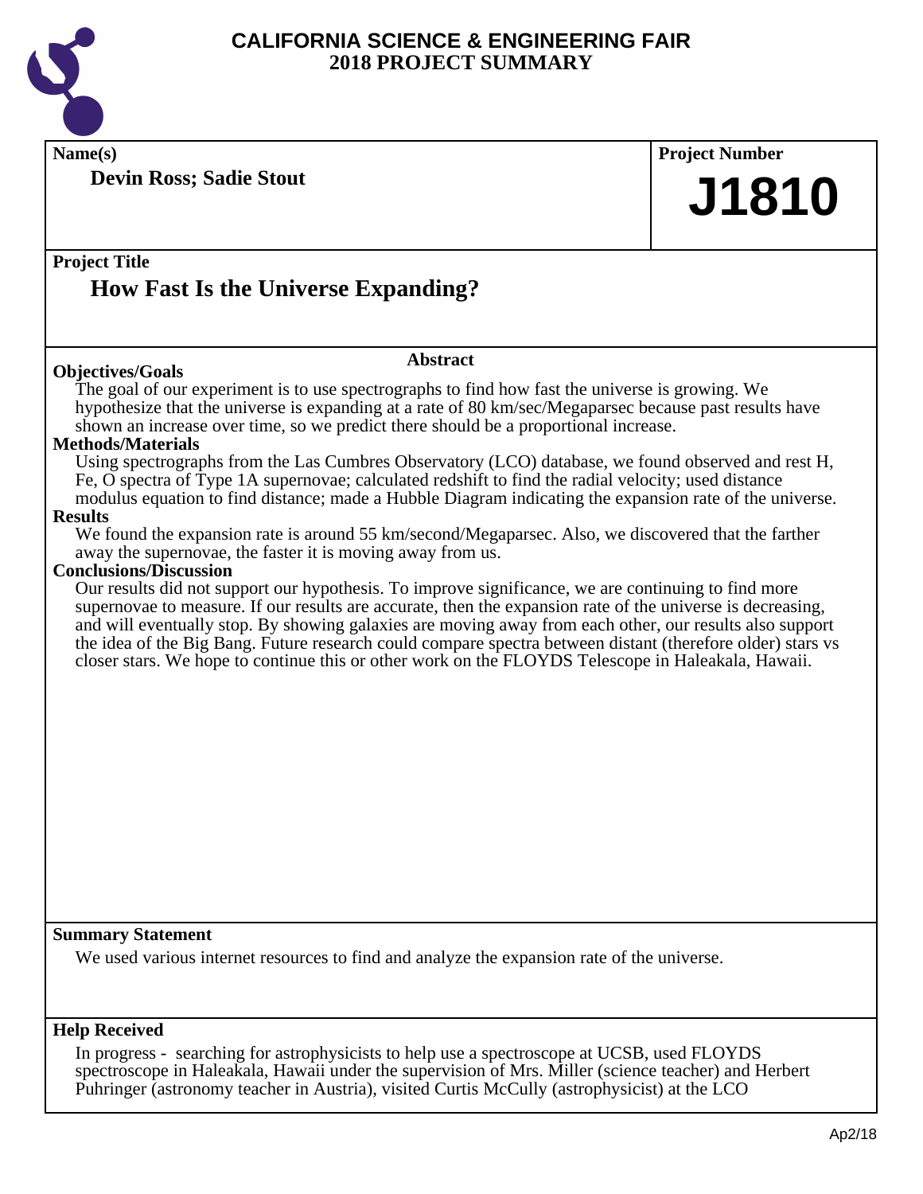# CALIFORNIA SCIENCE & ENGINEERING FAIR
## 2018 PROJECT SUMMARY

**Name(s)**

**Devin Ross; Sadie Stout**

**Project Number**

# J1810

**Project Title**

## How Fast Is the Universe Expanding?

### Abstract

**Objectives/Goals**

The goal of our experiment is to use spectrographs to find how fast the universe is growing. We hypothesize that the universe is expanding at a rate of 80 km/sec/Megaparsec because past results have shown an increase over time, so we predict there should be a proportional increase.

**Methods/Materials**

Using spectrographs from the Las Cumbres Observatory (LCO) database, we found observed and rest H, Fe, O spectra of Type 1A supernovae; calculated redshift to find the radial velocity; used distance modulus equation to find distance; made a Hubble Diagram indicating the expansion rate of the universe.

**Results**

We found the expansion rate is around 55 km/second/Megaparsec. Also, we discovered that the farther away the supernovae, the faster it is moving away from us.

**Conclusions/Discussion**

Our results did not support our hypothesis. To improve significance, we are continuing to find more supernovae to measure. If our results are accurate, then the expansion rate of the universe is decreasing, and will eventually stop. By showing galaxies are moving away from each other, our results also support the idea of the Big Bang. Future research could compare spectra between distant (therefore older) stars vs closer stars. We hope to continue this or other work on the FLOYDS Telescope in Haleakala, Hawaii.

**Summary Statement**

We used various internet resources to find and analyze the expansion rate of the universe.

**Help Received**

In progress - searching for astrophysicists to help use a spectroscope at UCSB, used FLOYDS spectroscope in Haleakala, Hawaii under the supervision of Mrs. Miller (science teacher) and Herbert Puhringer (astronomy teacher in Austria), visited Curtis McCully (astrophysicist) at the LCO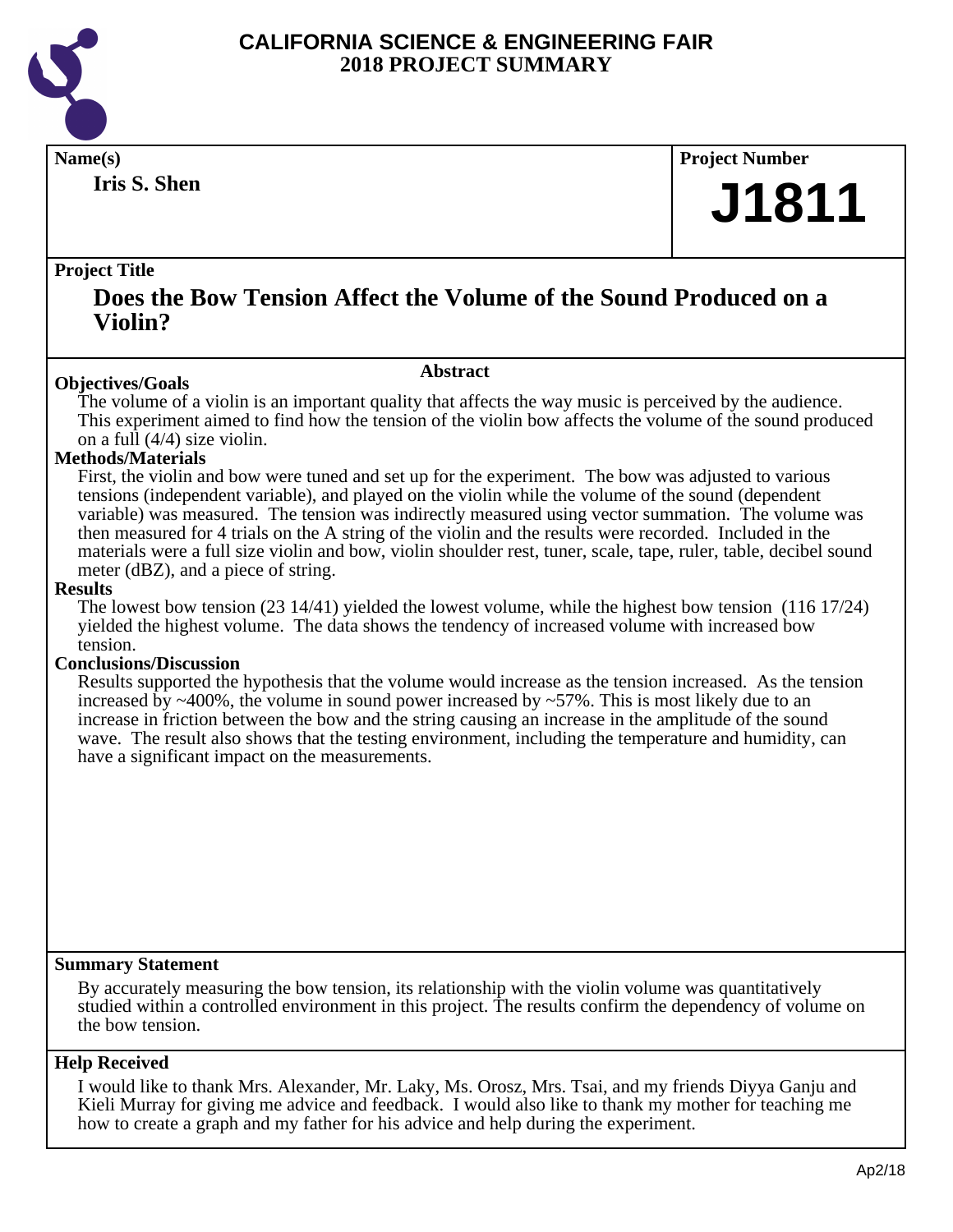# CALIFORNIA SCIENCE & ENGINEERING FAIR
## 2018 PROJECT SUMMARY

**Name(s)**

**Iris S. Shen**

**Project Number**

**J1811**

**Project Title**

## Does the Bow Tension Affect the Volume of the Sound Produced on a Violin?

### Abstract

**Objectives/Goals**

The volume of a violin is an important quality that affects the way music is perceived by the audience. This experiment aimed to find how the tension of the violin bow affects the volume of the sound produced on a full (4/4) size violin.

**Methods/Materials**

First, the violin and bow were tuned and set up for the experiment. The bow was adjusted to various tensions (independent variable), and played on the violin while the volume of the sound (dependent variable) was measured. The tension was indirectly measured using vector summation. The volume was then measured for 4 trials on the A string of the violin and the results were recorded. Included in the materials were a full size violin and bow, violin shoulder rest, tuner, scale, tape, ruler, table, decibel sound meter (dBZ), and a piece of string.

**Results**

The lowest bow tension (23 14/41) yielded the lowest volume, while the highest bow tension (116 17/24) yielded the highest volume. The data shows the tendency of increased volume with increased bow tension.

**Conclusions/Discussion**

Results supported the hypothesis that the volume would increase as the tension increased. As the tension increased by ~400%, the volume in sound power increased by ~57%. This is most likely due to an increase in friction between the bow and the string causing an increase in the amplitude of the sound wave. The result also shows that the testing environment, including the temperature and humidity, can have a significant impact on the measurements.

**Summary Statement**

By accurately measuring the bow tension, its relationship with the violin volume was quantitatively studied within a controlled environment in this project. The results confirm the dependency of volume on the bow tension.

**Help Received**

I would like to thank Mrs. Alexander, Mr. Laky, Ms. Orosz, Mrs. Tsai, and my friends Diyya Ganju and Kieli Murray for giving me advice and feedback. I would also like to thank my mother for teaching me how to create a graph and my father for his advice and help during the experiment.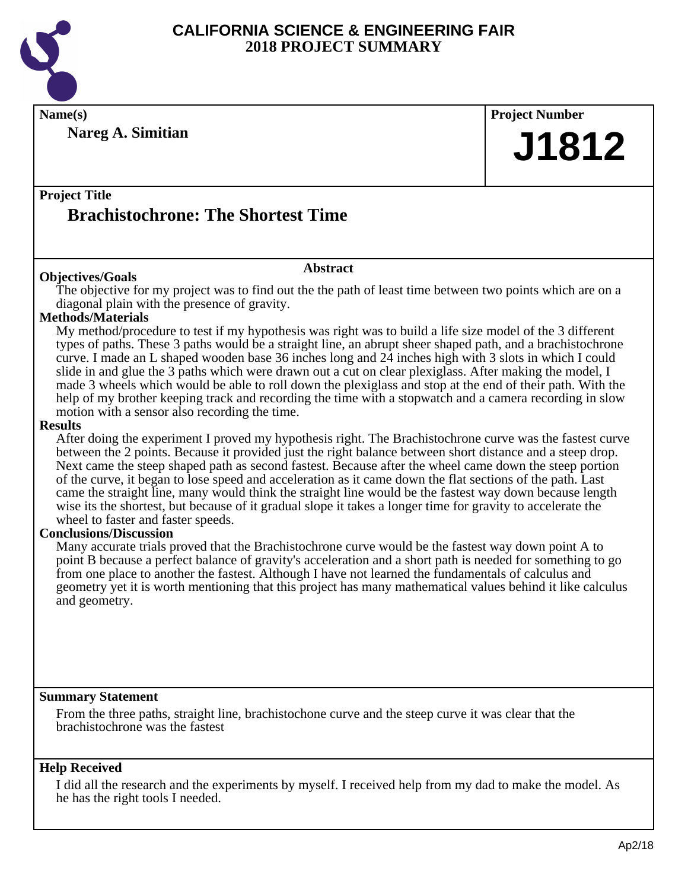# CALIFORNIA SCIENCE & ENGINEERING FAIR
## 2018 PROJECT SUMMARY

**Name(s)**

**Nareg A. Simitian**

**Project Number**

# J1812

**Project Title**

## Brachistochrone: The Shortest Time

### Abstract

**Objectives/Goals**

The objective for my project was to find out the the path of least time between two points which are on a diagonal plain with the presence of gravity.

**Methods/Materials**

My method/procedure to test if my hypothesis was right was to build a life size model of the 3 different types of paths. These 3 paths would be a straight line, an abrupt sheer shaped path, and a brachistochrone curve. I made an L shaped wooden base 36 inches long and 24 inches high with 3 slots in which I could slide in and glue the 3 paths which were drawn out a cut on clear plexiglass. After making the model, I made 3 wheels which would be able to roll down the plexiglass and stop at the end of their path. With the help of my brother keeping track and recording the time with a stopwatch and a camera recording in slow motion with a sensor also recording the time.

**Results**

After doing the experiment I proved my hypothesis right. The Brachistochrone curve was the fastest curve between the 2 points. Because it provided just the right balance between short distance and a steep drop. Next came the steep shaped path as second fastest. Because after the wheel came down the steep portion of the curve, it began to lose speed and acceleration as it came down the flat sections of the path. Last came the straight line, many would think the straight line would be the fastest way down because length wise its the shortest, but because of it gradual slope it takes a longer time for gravity to accelerate the wheel to faster and faster speeds.

**Conclusions/Discussion**

Many accurate trials proved that the Brachistochrone curve would be the fastest way down point A to point B because a perfect balance of gravity's acceleration and a short path is needed for something to go from one place to another the fastest. Although I have not learned the fundamentals of calculus and geometry yet it is worth mentioning that this project has many mathematical values behind it like calculus and geometry.

**Summary Statement**

From the three paths, straight line, brachistochone curve and the steep curve it was clear that the brachistochrone was the fastest

**Help Received**

I did all the research and the experiments by myself. I received help from my dad to make the model. As he has the right tools I needed.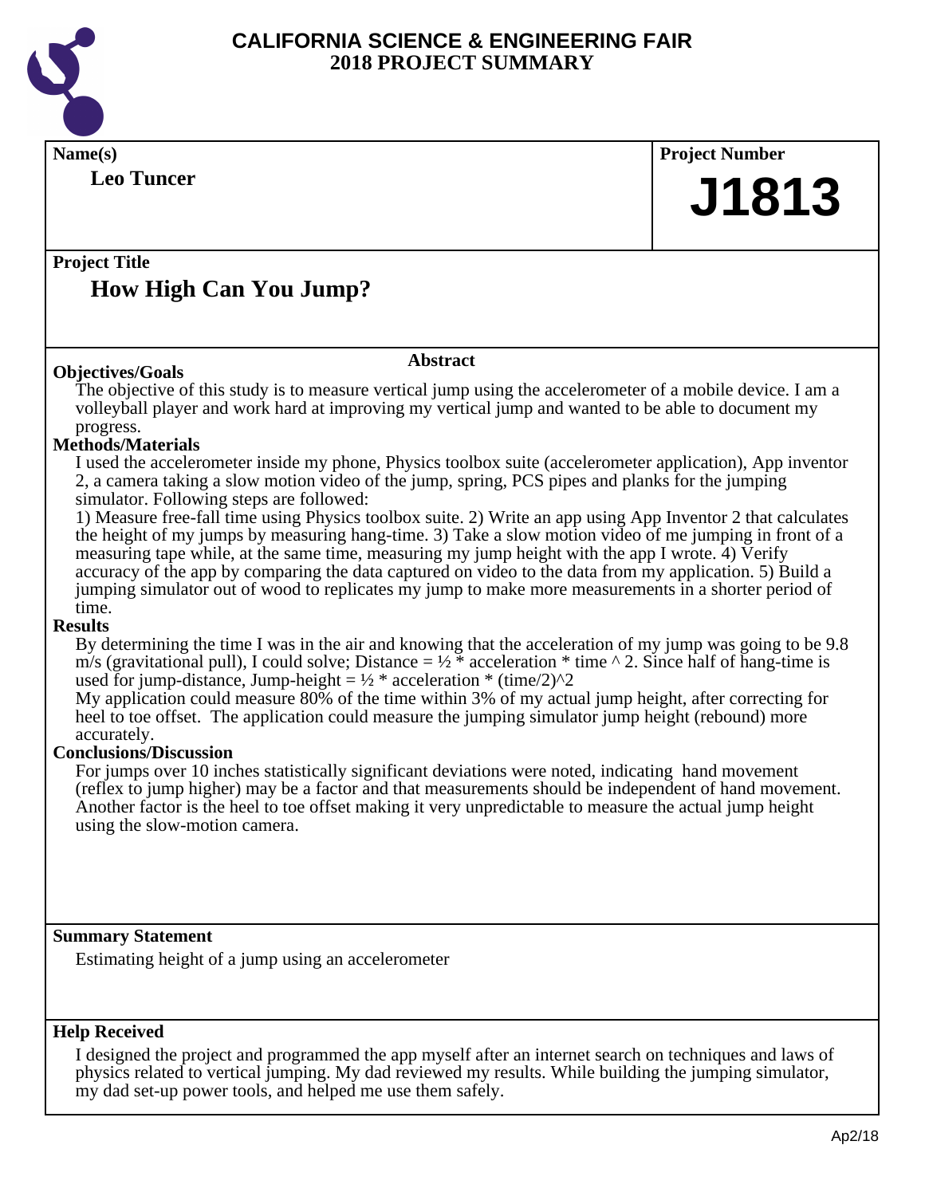# CALIFORNIA SCIENCE & ENGINEERING FAIR
## 2018 PROJECT SUMMARY

**Name(s)**

**Leo Tuncer**

**Project Number**

# J1813

**Project Title**

## How High Can You Jump?

### Abstract

**Objectives/Goals**

The objective of this study is to measure vertical jump using the accelerometer of a mobile device. I am a volleyball player and work hard at improving my vertical jump and wanted to be able to document my progress.

**Methods/Materials**

I used the accelerometer inside my phone, Physics toolbox suite (accelerometer application), App inventor 2, a camera taking a slow motion video of the jump, spring, PCS pipes and planks for the jumping simulator. Following steps are followed:

1) Measure free-fall time using Physics toolbox suite. 2) Write an app using App Inventor 2 that calculates the height of my jumps by measuring hang-time. 3) Take a slow motion video of me jumping in front of a measuring tape while, at the same time, measuring my jump height with the app I wrote. 4) Verify accuracy of the app by comparing the data captured on video to the data from my application. 5) Build a jumping simulator out of wood to replicates my jump to make more measurements in a shorter period of time.

**Results**

By determining the time I was in the air and knowing that the acceleration of my jump was going to be 9.8 m/s (gravitational pull), I could solve; Distance = ½ * acceleration * time ^ 2. Since half of hang-time is used for jump-distance, Jump-height = ½ * acceleration * (time/2)^2

My application could measure 80% of the time within 3% of my actual jump height, after correcting for heel to toe offset. The application could measure the jumping simulator jump height (rebound) more accurately.

**Conclusions/Discussion**

For jumps over 10 inches statistically significant deviations were noted, indicating hand movement (reflex to jump higher) may be a factor and that measurements should be independent of hand movement. Another factor is the heel to toe offset making it very unpredictable to measure the actual jump height using the slow-motion camera.

**Summary Statement**

Estimating height of a jump using an accelerometer

**Help Received**

I designed the project and programmed the app myself after an internet search on techniques and laws of physics related to vertical jumping. My dad reviewed my results. While building the jumping simulator, my dad set-up power tools, and helped me use them safely.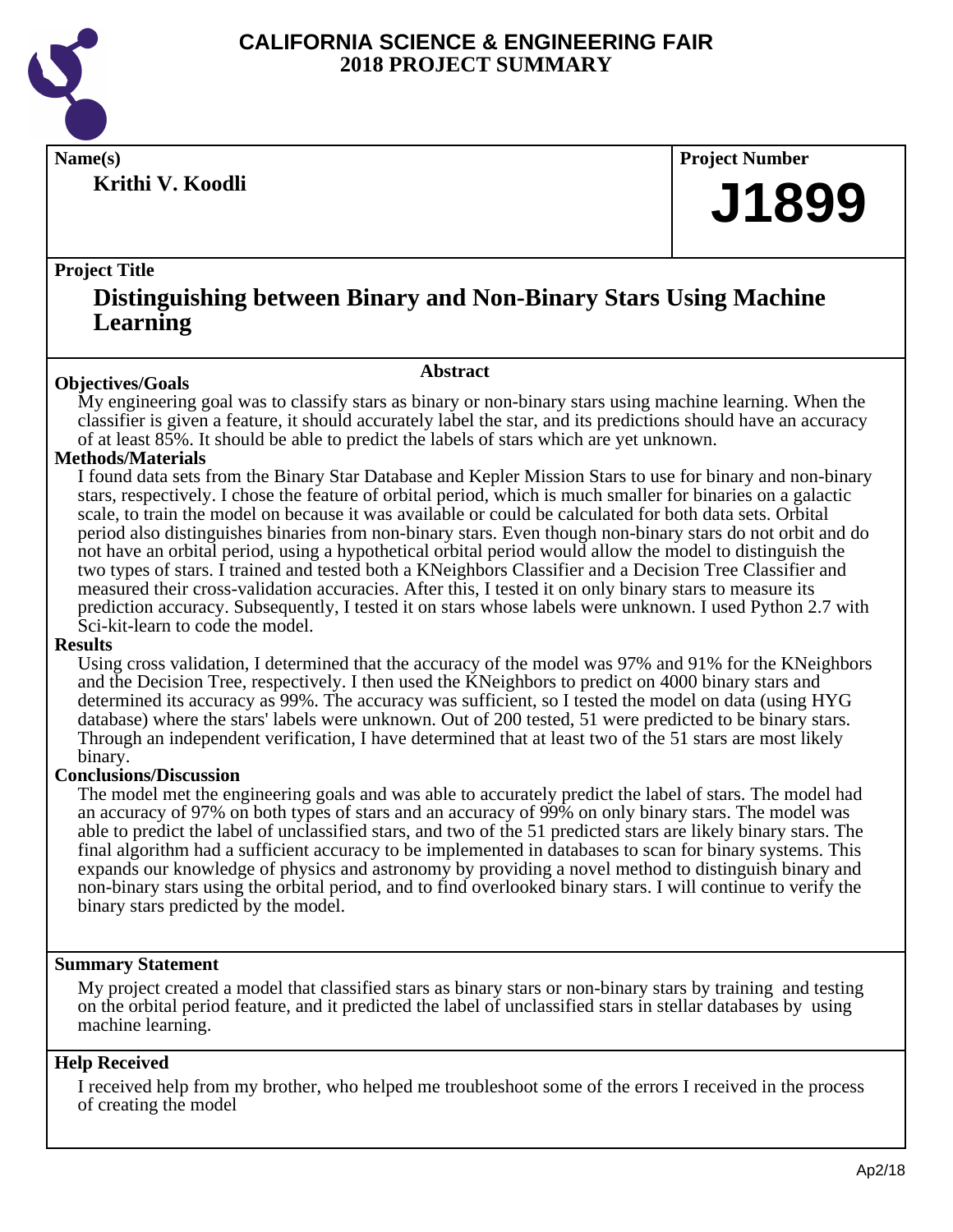# CALIFORNIA SCIENCE & ENGINEERING FAIR
# 2018 PROJECT SUMMARY

**Name(s)**

**Krithi V. Koodli**

**Project Number**

# J1899

**Project Title**

## Distinguishing between Binary and Non-Binary Stars Using Machine Learning

### Abstract

**Objectives/Goals**

My engineering goal was to classify stars as binary or non-binary stars using machine learning. When the classifier is given a feature, it should accurately label the star, and its predictions should have an accuracy of at least 85%. It should be able to predict the labels of stars which are yet unknown.

**Methods/Materials**

I found data sets from the Binary Star Database and Kepler Mission Stars to use for binary and non-binary stars, respectively. I chose the feature of orbital period, which is much smaller for binaries on a galactic scale, to train the model on because it was available or could be calculated for both data sets. Orbital period also distinguishes binaries from non-binary stars. Even though non-binary stars do not orbit and do not have an orbital period, using a hypothetical orbital period would allow the model to distinguish the two types of stars. I trained and tested both a KNeighbors Classifier and a Decision Tree Classifier and measured their cross-validation accuracies. After this, I tested it on only binary stars to measure its prediction accuracy. Subsequently, I tested it on stars whose labels were unknown. I used Python 2.7 with Sci-kit-learn to code the model.

**Results**

Using cross validation, I determined that the accuracy of the model was 97% and 91% for the KNeighbors and the Decision Tree, respectively. I then used the KNeighbors to predict on 4000 binary stars and determined its accuracy as 99%. The accuracy was sufficient, so I tested the model on data (using HYG database) where the stars' labels were unknown. Out of 200 tested, 51 were predicted to be binary stars. Through an independent verification, I have determined that at least two of the 51 stars are most likely binary.

**Conclusions/Discussion**

The model met the engineering goals and was able to accurately predict the label of stars. The model had an accuracy of 97% on both types of stars and an accuracy of 99% on only binary stars. The model was able to predict the label of unclassified stars, and two of the 51 predicted stars are likely binary stars. The final algorithm had a sufficient accuracy to be implemented in databases to scan for binary systems. This expands our knowledge of physics and astronomy by providing a novel method to distinguish binary and non-binary stars using the orbital period, and to find overlooked binary stars. I will continue to verify the binary stars predicted by the model.

**Summary Statement**

My project created a model that classified stars as binary stars or non-binary stars by training and testing on the orbital period feature, and it predicted the label of unclassified stars in stellar databases by using machine learning.

**Help Received**

I received help from my brother, who helped me troubleshoot some of the errors I received in the process of creating the model